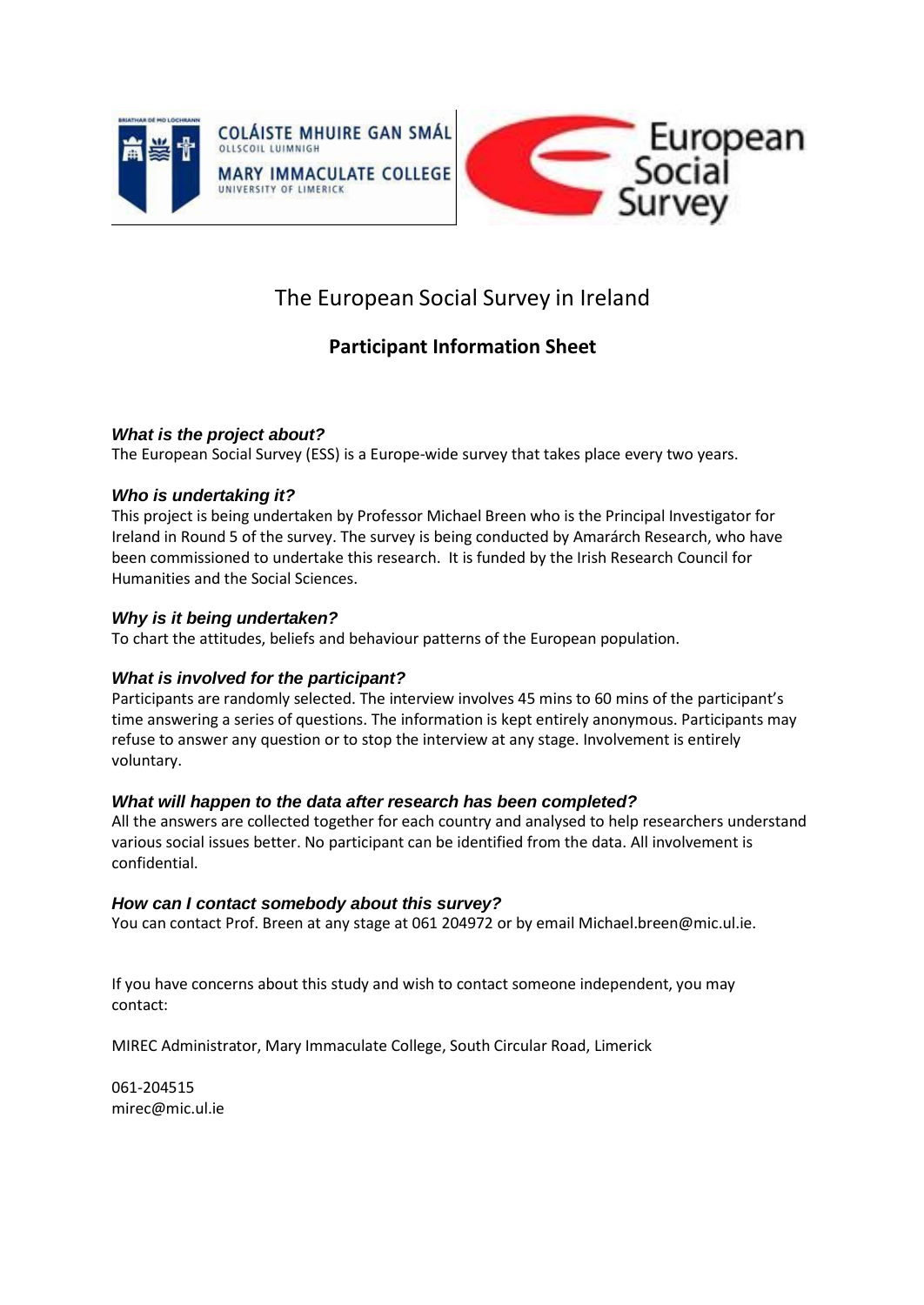COLÁISTE MHUIRE GAN SMÁL
OLLSCOIL LUIMNIGH

MARY IMMACULATE COLLEGE
UNIVERSITY OF LIMERICK

European Social Survey

# The European Social Survey in Ireland

## Participant Information Sheet

### *What is the project about?*

The European Social Survey (ESS) is a Europe-wide survey that takes place every two years.

### *Who is undertaking it?*

This project is being undertaken by Professor Michael Breen who is the Principal Investigator for Ireland in Round 5 of the survey. The survey is being conducted by Amarárch Research, who have been commissioned to undertake this research. It is funded by the Irish Research Council for Humanities and the Social Sciences.

### *Why is it being undertaken?*

To chart the attitudes, beliefs and behaviour patterns of the European population.

### *What is involved for the participant?*

Participants are randomly selected. The interview involves 45 mins to 60 mins of the participant's time answering a series of questions. The information is kept entirely anonymous. Participants may refuse to answer any question or to stop the interview at any stage. Involvement is entirely voluntary.

### *What will happen to the data after research has been completed?*

All the answers are collected together for each country and analysed to help researchers understand various social issues better. No participant can be identified from the data. All involvement is confidential.

### *How can I contact somebody about this survey?*

You can contact Prof. Breen at any stage at 061 204972 or by email Michael.breen@mic.ul.ie.

If you have concerns about this study and wish to contact someone independent, you may contact:

MIREC Administrator, Mary Immaculate College, South Circular Road, Limerick

061-204515
mirec@mic.ul.ie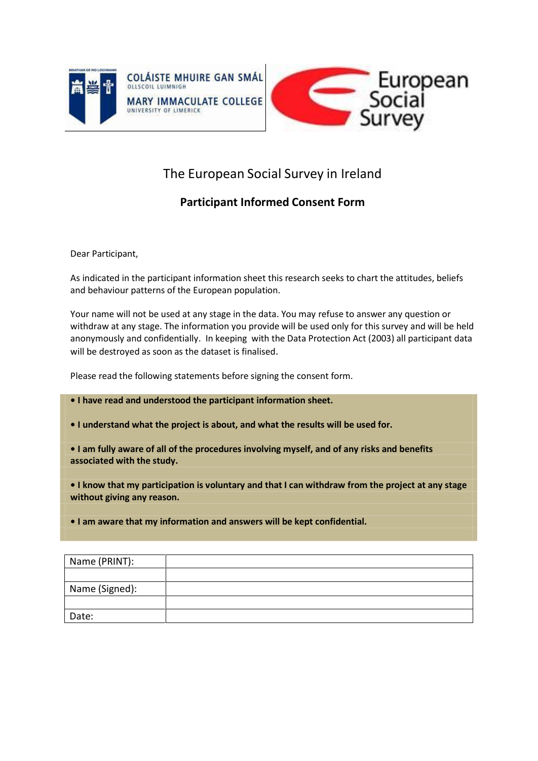COLÁISTE MHUIRE GAN SMÁL
OLLSCOIL LUIMNIGH
MARY IMMACULATE COLLEGE
UNIVERSITY OF LIMERICK

European Social Survey

# The European Social Survey in Ireland

## Participant Informed Consent Form

Dear Participant,

As indicated in the participant information sheet this research seeks to chart the attitudes, beliefs and behaviour patterns of the European population.

Your name will not be used at any stage in the data. You may refuse to answer any question or withdraw at any stage. The information you provide will be used only for this survey and will be held anonymously and confidentially. In keeping with the Data Protection Act (2003) all participant data will be destroyed as soon as the dataset is finalised.

Please read the following statements before signing the consent form.

- **I have read and understood the participant information sheet.**
- **I understand what the project is about, and what the results will be used for.**
- **I am fully aware of all of the procedures involving myself, and of any risks and benefits associated with the study.**
- **I know that my participation is voluntary and that I can withdraw from the project at any stage without giving any reason.**
- **I am aware that my information and answers will be kept confidential.**

| | |
|---|---|
| Name (PRINT): | |
| | |
| Name (Signed): | |
| | |
| Date: | |